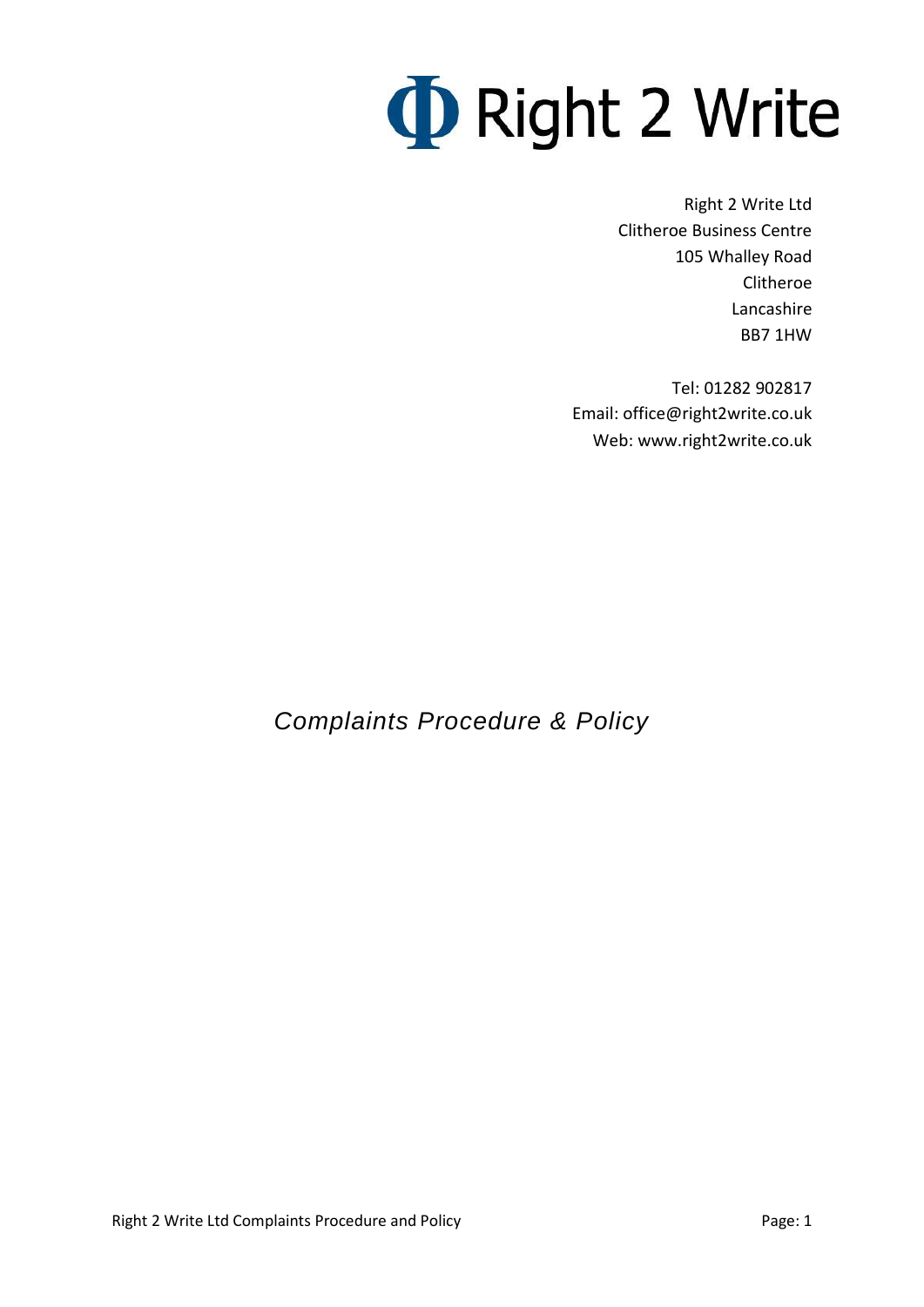# Φ Right 2 Write

Right 2 Write Ltd
Clitheroe Business Centre
105 Whalley Road
Clitheroe
Lancashire
BB7 1HW

Tel: 01282 902817
Email: office@right2write.co.uk
Web: www.right2write.co.uk

*Complaints Procedure & Policy*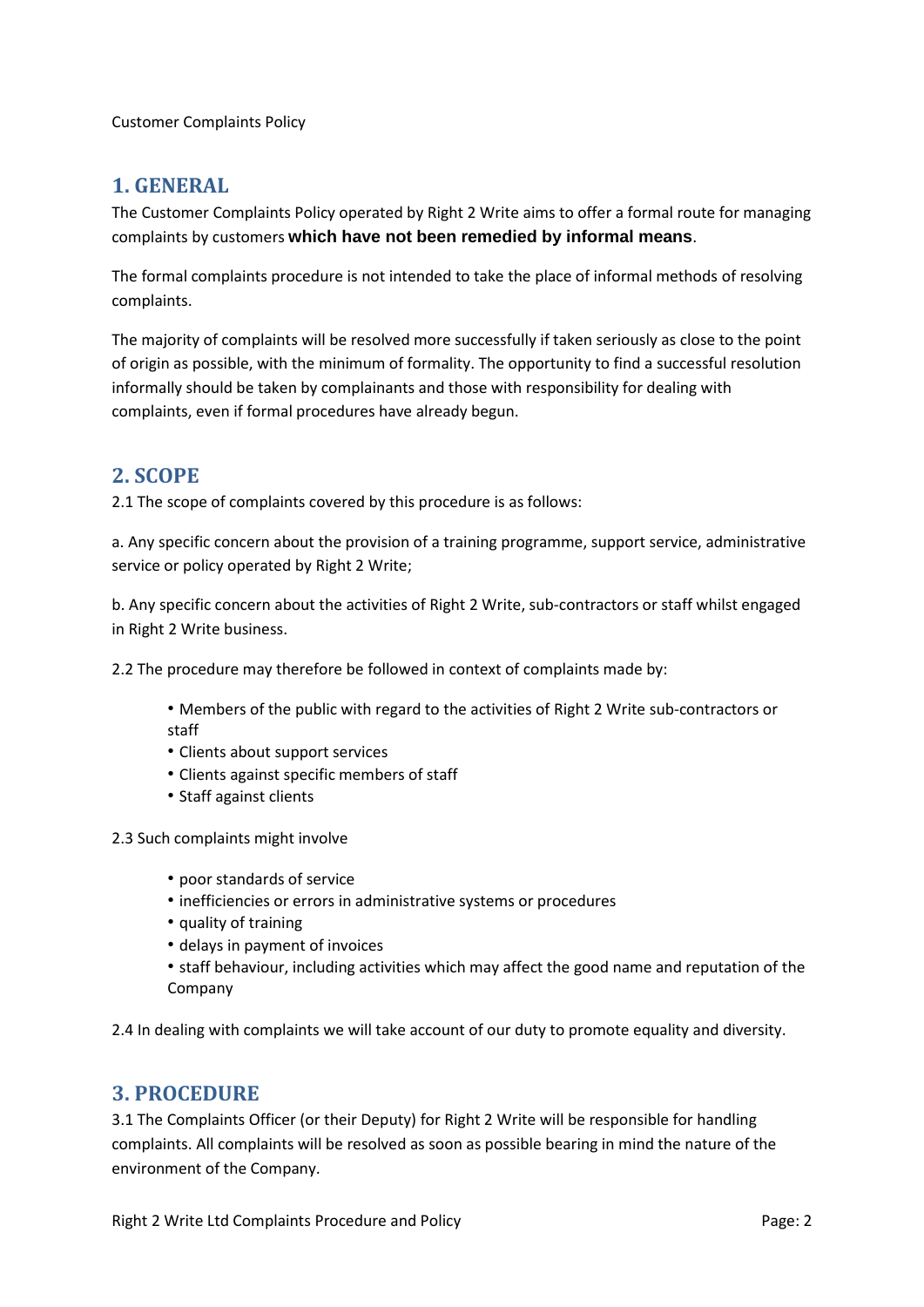Customer Complaints Policy

## 1. GENERAL

The Customer Complaints Policy operated by Right 2 Write aims to offer a formal route for managing complaints by customers **which have not been remedied by informal means**.

The formal complaints procedure is not intended to take the place of informal methods of resolving complaints.

The majority of complaints will be resolved more successfully if taken seriously as close to the point of origin as possible, with the minimum of formality. The opportunity to find a successful resolution informally should be taken by complainants and those with responsibility for dealing with complaints, even if formal procedures have already begun.

## 2. SCOPE

2.1 The scope of complaints covered by this procedure is as follows:

a. Any specific concern about the provision of a training programme, support service, administrative service or policy operated by Right 2 Write;

b. Any specific concern about the activities of Right 2 Write, sub-contractors or staff whilst engaged in Right 2 Write business.

2.2 The procedure may therefore be followed in context of complaints made by:

- Members of the public with regard to the activities of Right 2 Write sub-contractors or staff
- Clients about support services
- Clients against specific members of staff
- Staff against clients

2.3 Such complaints might involve

- poor standards of service
- inefficiencies or errors in administrative systems or procedures
- quality of training
- delays in payment of invoices
- staff behaviour, including activities which may affect the good name and reputation of the Company

2.4 In dealing with complaints we will take account of our duty to promote equality and diversity.

## 3. PROCEDURE

3.1 The Complaints Officer (or their Deputy) for Right 2 Write will be responsible for handling complaints. All complaints will be resolved as soon as possible bearing in mind the nature of the environment of the Company.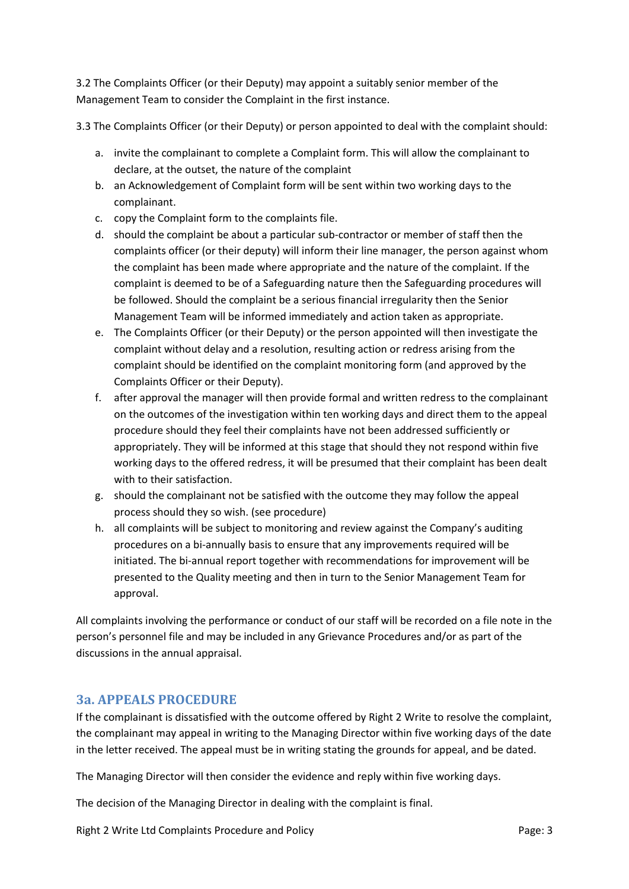3.2 The Complaints Officer (or their Deputy) may appoint a suitably senior member of the Management Team to consider the Complaint in the first instance.

3.3 The Complaints Officer (or their Deputy) or person appointed to deal with the complaint should:

a. invite the complainant to complete a Complaint form. This will allow the complainant to declare, at the outset, the nature of the complaint
b. an Acknowledgement of Complaint form will be sent within two working days to the complainant.
c. copy the Complaint form to the complaints file.
d. should the complaint be about a particular sub-contractor or member of staff then the complaints officer (or their deputy) will inform their line manager, the person against whom the complaint has been made where appropriate and the nature of the complaint. If the complaint is deemed to be of a Safeguarding nature then the Safeguarding procedures will be followed. Should the complaint be a serious financial irregularity then the Senior Management Team will be informed immediately and action taken as appropriate.
e. The Complaints Officer (or their Deputy) or the person appointed will then investigate the complaint without delay and a resolution, resulting action or redress arising from the complaint should be identified on the complaint monitoring form (and approved by the Complaints Officer or their Deputy).
f. after approval the manager will then provide formal and written redress to the complainant on the outcomes of the investigation within ten working days and direct them to the appeal procedure should they feel their complaints have not been addressed sufficiently or appropriately. They will be informed at this stage that should they not respond within five working days to the offered redress, it will be presumed that their complaint has been dealt with to their satisfaction.
g. should the complainant not be satisfied with the outcome they may follow the appeal process should they so wish. (see procedure)
h. all complaints will be subject to monitoring and review against the Company's auditing procedures on a bi-annually basis to ensure that any improvements required will be initiated. The bi-annual report together with recommendations for improvement will be presented to the Quality meeting and then in turn to the Senior Management Team for approval.

All complaints involving the performance or conduct of our staff will be recorded on a file note in the person's personnel file and may be included in any Grievance Procedures and/or as part of the discussions in the annual appraisal.

## 3a. APPEALS PROCEDURE

If the complainant is dissatisfied with the outcome offered by Right 2 Write to resolve the complaint, the complainant may appeal in writing to the Managing Director within five working days of the date in the letter received. The appeal must be in writing stating the grounds for appeal, and be dated.

The Managing Director will then consider the evidence and reply within five working days.

The decision of the Managing Director in dealing with the complaint is final.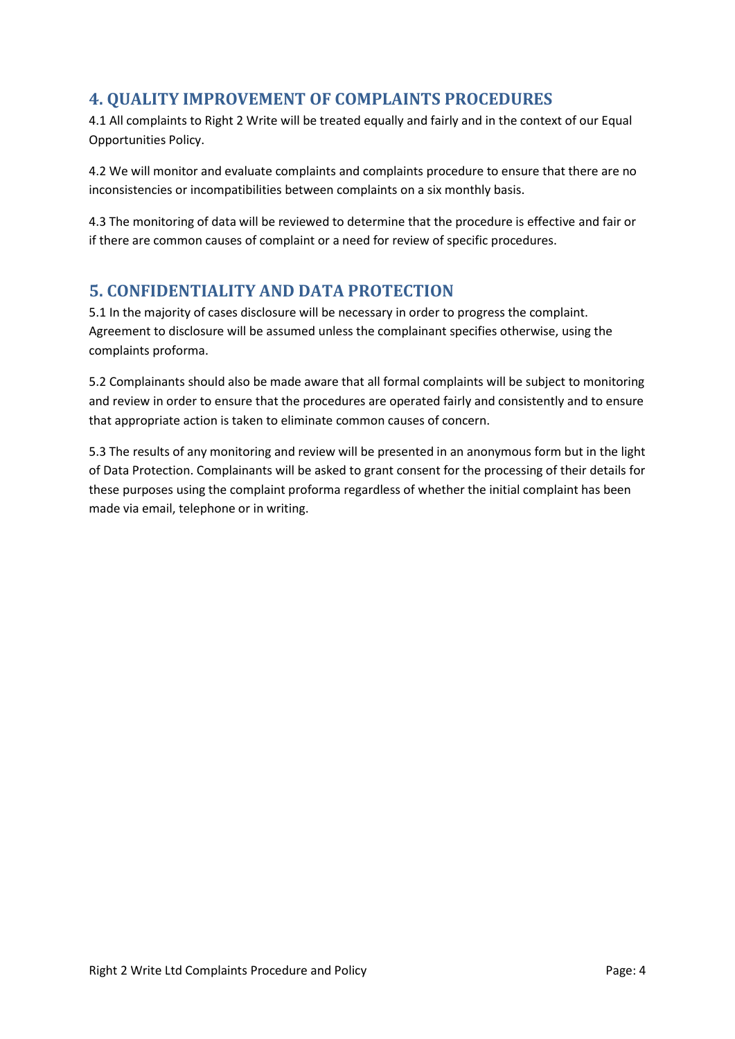## 4. QUALITY IMPROVEMENT OF COMPLAINTS PROCEDURES

4.1 All complaints to Right 2 Write will be treated equally and fairly and in the context of our Equal Opportunities Policy.

4.2 We will monitor and evaluate complaints and complaints procedure to ensure that there are no inconsistencies or incompatibilities between complaints on a six monthly basis.

4.3 The monitoring of data will be reviewed to determine that the procedure is effective and fair or if there are common causes of complaint or a need for review of specific procedures.

## 5. CONFIDENTIALITY AND DATA PROTECTION

5.1 In the majority of cases disclosure will be necessary in order to progress the complaint. Agreement to disclosure will be assumed unless the complainant specifies otherwise, using the complaints proforma.

5.2 Complainants should also be made aware that all formal complaints will be subject to monitoring and review in order to ensure that the procedures are operated fairly and consistently and to ensure that appropriate action is taken to eliminate common causes of concern.

5.3 The results of any monitoring and review will be presented in an anonymous form but in the light of Data Protection. Complainants will be asked to grant consent for the processing of their details for these purposes using the complaint proforma regardless of whether the initial complaint has been made via email, telephone or in writing.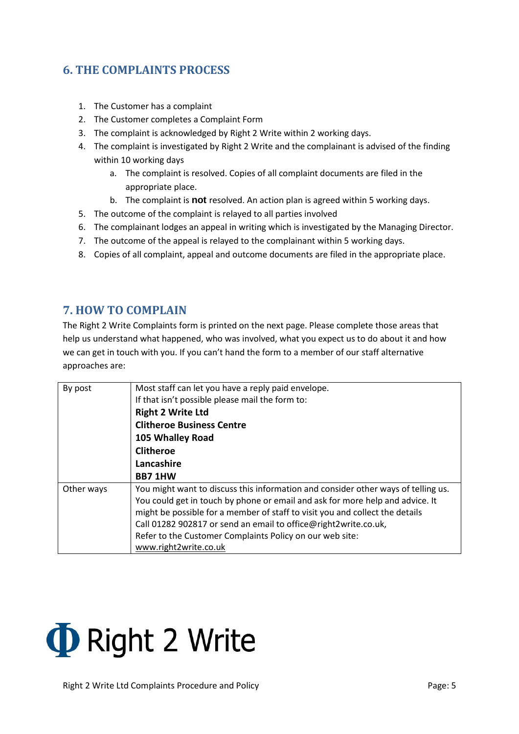## 6. THE COMPLAINTS PROCESS

1. The Customer has a complaint
2. The Customer completes a Complaint Form
3. The complaint is acknowledged by Right 2 Write within 2 working days.
4. The complaint is investigated by Right 2 Write and the complainant is advised of the finding within 10 working days
    a. The complaint is resolved. Copies of all complaint documents are filed in the appropriate place.
    b. The complaint is **not** resolved. An action plan is agreed within 5 working days.
5. The outcome of the complaint is relayed to all parties involved
6. The complainant lodges an appeal in writing which is investigated by the Managing Director.
7. The outcome of the appeal is relayed to the complainant within 5 working days.
8. Copies of all complaint, appeal and outcome documents are filed in the appropriate place.

## 7. HOW TO COMPLAIN

The Right 2 Write Complaints form is printed on the next page. Please complete those areas that help us understand what happened, who was involved, what you expect us to do about it and how we can get in touch with you. If you can't hand the form to a member of our staff alternative approaches are:

| | |
|---|---|
| By post | Most staff can let you have a reply paid envelope.<br>If that isn't possible please mail the form to:<br>**Right 2 Write Ltd**<br>**Clitheroe Business Centre**<br>**105 Whalley Road**<br>**Clitheroe**<br>**Lancashire**<br>**BB7 1HW** |
| Other ways | You might want to discuss this information and consider other ways of telling us. You could get in touch by phone or email and ask for more help and advice. It might be possible for a member of staff to visit you and collect the details<br>Call 01282 902817 or send an email to office@right2write.co.uk,<br>Refer to the Customer Complaints Policy on our web site:<br>www.right2write.co.uk |

Right 2 Write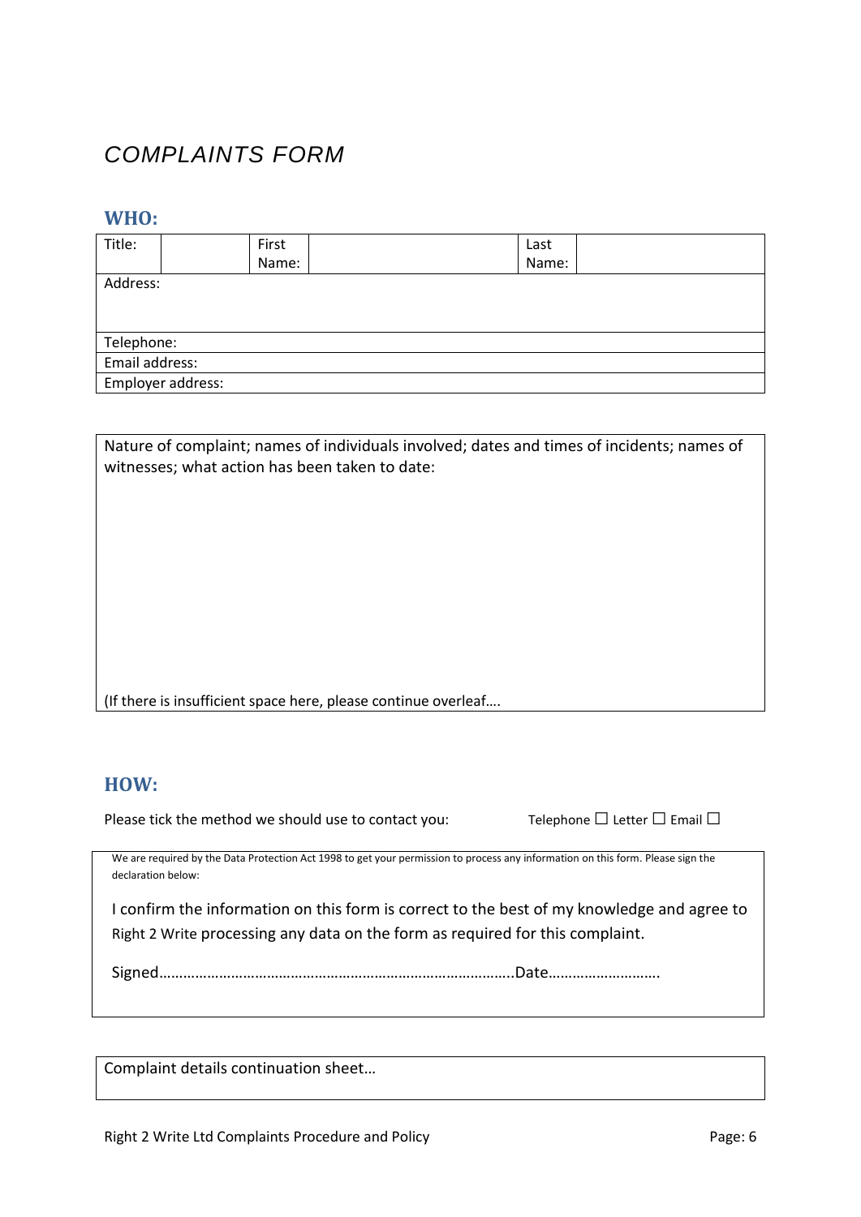# *COMPLAINTS FORM*

## WHO:

| Title: | | First Name: | | Last Name: | |
|---|---|---|---|---|---|
| Address: | | | | | |
| Telephone: | | | | | |
| Email address: | | | | | |
| Employer address: | | | | | |

| Nature of complaint; names of individuals involved; dates and times of incidents; names of witnesses; what action has been taken to date: |
|---|
| (If there is insufficient space here, please continue overleaf…. |

## HOW:

Please tick the method we should use to contact you: Telephone ☐ Letter ☐ Email ☐

We are required by the Data Protection Act 1998 to get your permission to process any information on this form. Please sign the declaration below:

I confirm the information on this form is correct to the best of my knowledge and agree to Right 2 Write processing any data on the form as required for this complaint.

Signed…………………………………………………………………………..Date……………………….

| Complaint details continuation sheet… |
|---|

Right 2 Write Ltd Complaints Procedure and Policy